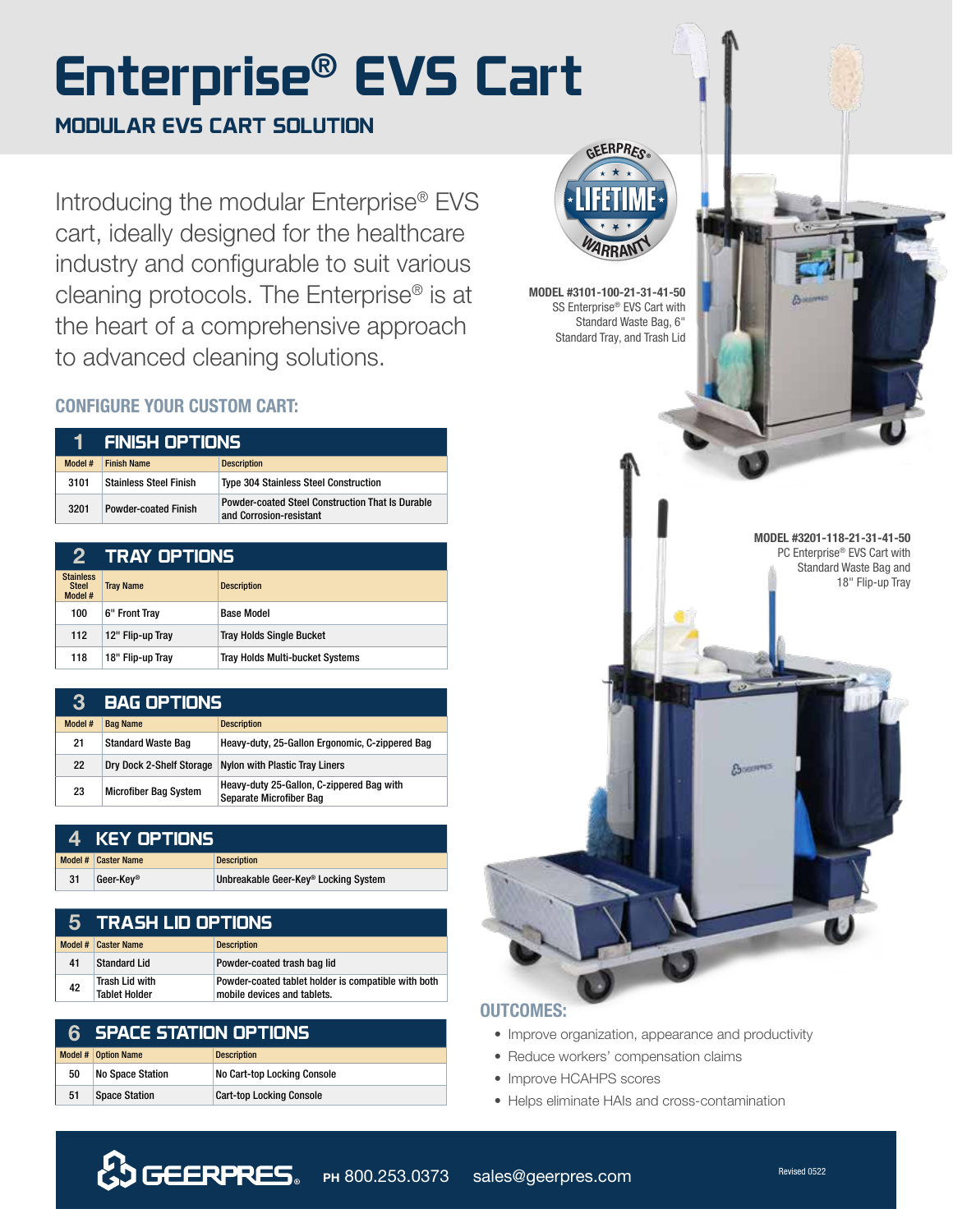# Enterprise® EVS Cart

## MODULAR EVS CART SOLUTION

Introducing the modular Enterprise® EVS cart, ideally designed for the healthcare industry and configurable to suit various cleaning protocols. The Enterprise® is at the heart of a comprehensive approach to advanced cleaning solutions.

GEERPRES® LIFETIME WARRANTY

**MODEL #3101-100-21-31-41-50**
SS Enterprise® EVS Cart with Standard Waste Bag, 6" Standard Tray, and Trash Lid

**MODEL #3201-118-21-31-41-50**
PC Enterprise® EVS Cart with Standard Waste Bag and 18" Flip-up Tray

### CONFIGURE YOUR CUSTOM CART:

#### 1 FINISH OPTIONS

| Model # | Finish Name | Description |
|---|---|---|
| 3101 | Stainless Steel Finish | Type 304 Stainless Steel Construction |
| 3201 | Powder-coated Finish | Powder-coated Steel Construction That Is Durable and Corrosion-resistant |

#### 2 TRAY OPTIONS

| Stainless Steel Model # | Tray Name | Description |
|---|---|---|
| 100 | 6" Front Tray | Base Model |
| 112 | 12" Flip-up Tray | Tray Holds Single Bucket |
| 118 | 18" Flip-up Tray | Tray Holds Multi-bucket Systems |

#### 3 BAG OPTIONS

| Model # | Bag Name | Description |
|---|---|---|
| 21 | Standard Waste Bag | Heavy-duty, 25-Gallon Ergonomic, C-zippered Bag |
| 22 | Dry Dock 2-Shelf Storage | Nylon with Plastic Tray Liners |
| 23 | Microfiber Bag System | Heavy-duty 25-Gallon, C-zippered Bag with Separate Microfiber Bag |

#### 4 KEY OPTIONS

| Model # | Caster Name | Description |
|---|---|---|
| 31 | Geer-Key® | Unbreakable Geer-Key® Locking System |

#### 5 TRASH LID OPTIONS

| Model # | Caster Name | Description |
|---|---|---|
| 41 | Standard Lid | Powder-coated trash bag lid |
| 42 | Trash Lid with Tablet Holder | Powder-coated tablet holder is compatible with both mobile devices and tablets. |

#### 6 SPACE STATION OPTIONS

| Model # | Option Name | Description |
|---|---|---|
| 50 | No Space Station | No Cart-top Locking Console |
| 51 | Space Station | Cart-top Locking Console |

### OUTCOMES:

- Improve organization, appearance and productivity
- Reduce workers' compensation claims
- Improve HCAHPS scores
- Helps eliminate HAIs and cross-contamination

GEERPRES® PH 800.253.0373 sales@geerpres.com

Revised 0522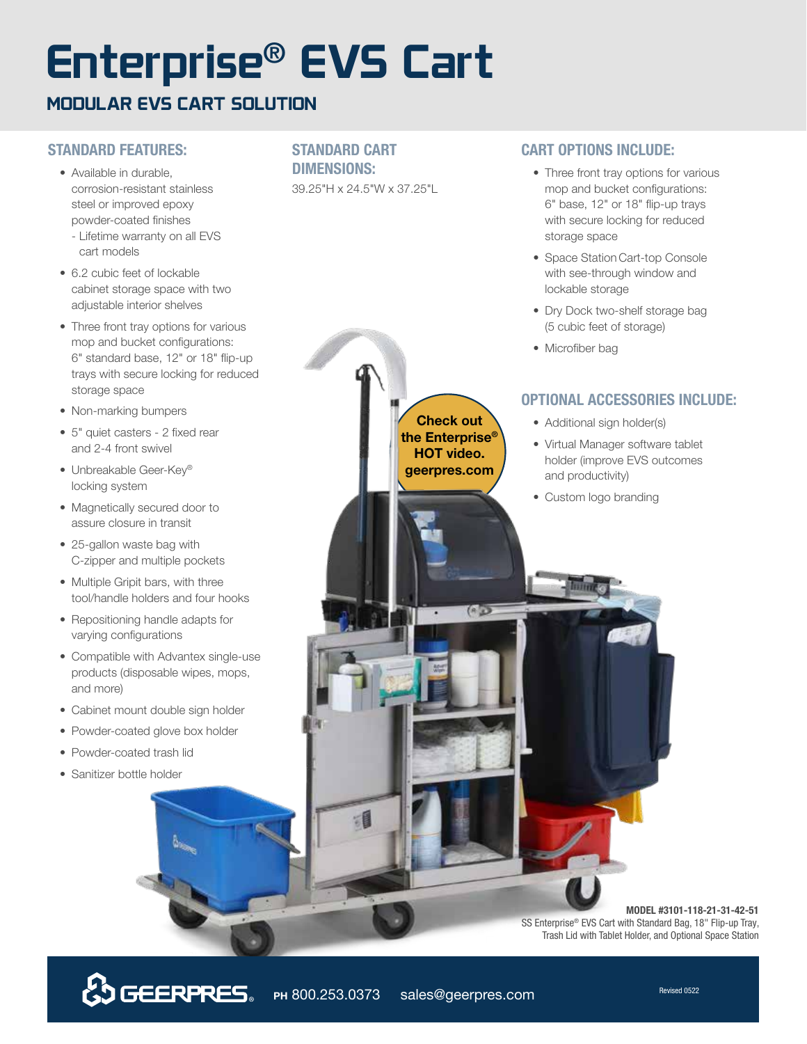# Enterprise® EVS Cart

## MODULAR EVS CART SOLUTION

### STANDARD FEATURES:

- Available in durable, corrosion-resistant stainless steel or improved epoxy powder-coated finishes
  - Lifetime warranty on all EVS cart models
- 6.2 cubic feet of lockable cabinet storage space with two adjustable interior shelves
- Three front tray options for various mop and bucket configurations: 6" standard base, 12" or 18" flip-up trays with secure locking for reduced storage space
- Non-marking bumpers
- 5" quiet casters - 2 fixed rear and 2-4 front swivel
- Unbreakable Geer-Key® locking system
- Magnetically secured door to assure closure in transit
- 25-gallon waste bag with C-zipper and multiple pockets
- Multiple Gripit bars, with three tool/handle holders and four hooks
- Repositioning handle adapts for varying configurations
- Compatible with Advantex single-use products (disposable wipes, mops, and more)
- Cabinet mount double sign holder
- Powder-coated glove box holder
- Powder-coated trash lid
- Sanitizer bottle holder

### STANDARD CART DIMENSIONS:

39.25"H x 24.5"W x 37.25"L

### CART OPTIONS INCLUDE:

- Three front tray options for various mop and bucket configurations: 6" base, 12" or 18" flip-up trays with secure locking for reduced storage space
- Space Station Cart-top Console with see-through window and lockable storage
- Dry Dock two-shelf storage bag (5 cubic feet of storage)
- Microfiber bag

### OPTIONAL ACCESSORIES INCLUDE:

- Additional sign holder(s)
- Virtual Manager software tablet holder (improve EVS outcomes and productivity)
- Custom logo branding

**Check out the Enterprise® HOT video. geerpres.com**

**MODEL #3101-118-21-31-42-51**
SS Enterprise® EVS Cart with Standard Bag, 18" Flip-up Tray, Trash Lid with Tablet Holder, and Optional Space Station

GEERPRES® PH 800.253.0373 sales@geerpres.com

Revised 0522